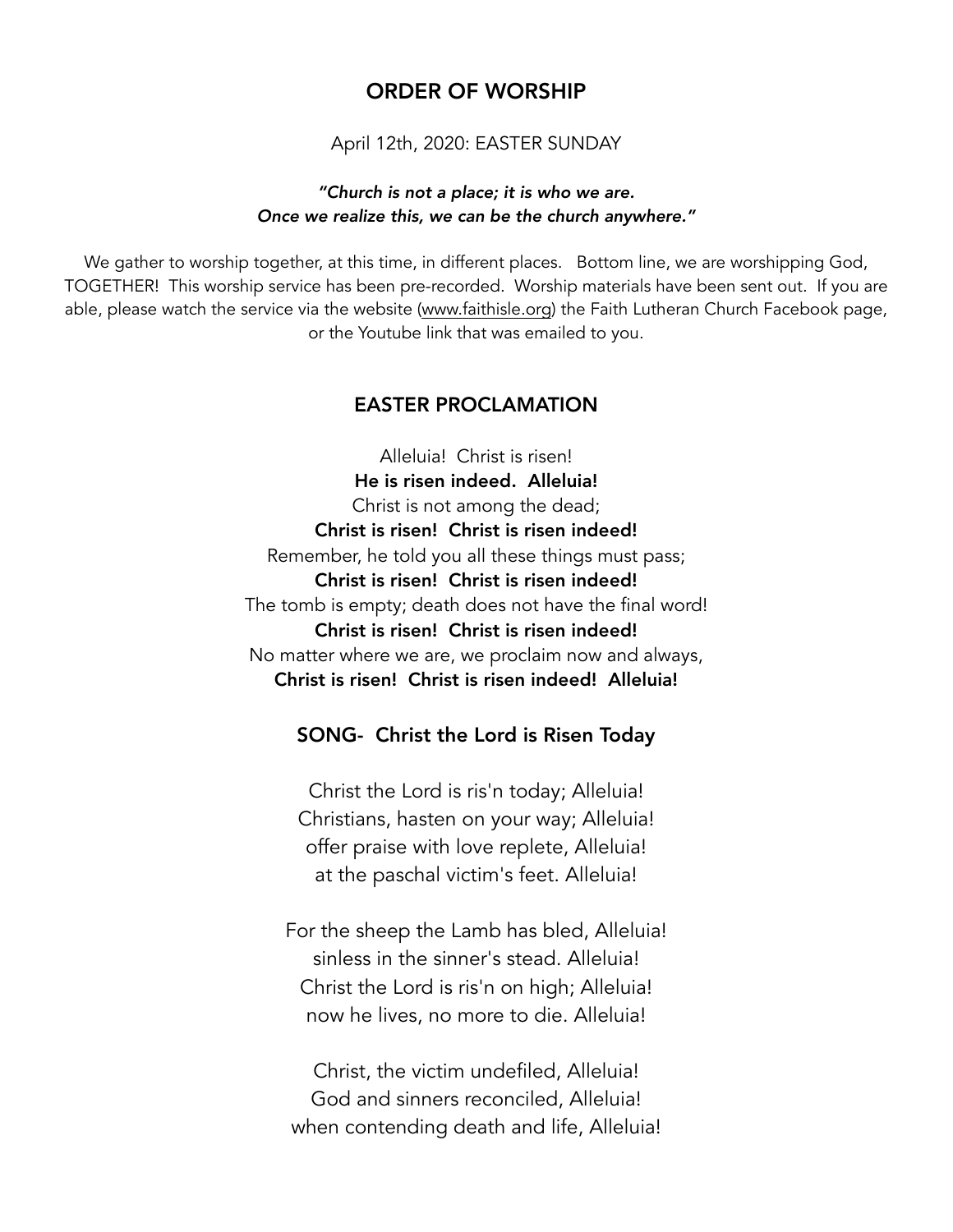## ORDER OF WORSHIP

April 12th, 2020: EASTER SUNDAY

***"Church is not a place; it is who we are.***
***Once we realize this, we can be the church anywhere."***

We gather to worship together, at this time, in different places. Bottom line, we are worshipping God, TOGETHER! This worship service has been pre-recorded. Worship materials have been sent out. If you are able, please watch the service via the website (www.faithisle.org) the Faith Lutheran Church Facebook page, or the Youtube link that was emailed to you.

## EASTER PROCLAMATION

Alleluia! Christ is risen!
**He is risen indeed. Alleluia!**
Christ is not among the dead;
**Christ is risen! Christ is risen indeed!**
Remember, he told you all these things must pass;
**Christ is risen! Christ is risen indeed!**
The tomb is empty; death does not have the final word!
**Christ is risen! Christ is risen indeed!**
No matter where we are, we proclaim now and always,
**Christ is risen! Christ is risen indeed! Alleluia!**

### SONG- Christ the Lord is Risen Today

Christ the Lord is ris'n today; Alleluia!
Christians, hasten on your way; Alleluia!
offer praise with love replete, Alleluia!
at the paschal victim's feet. Alleluia!

For the sheep the Lamb has bled, Alleluia!
sinless in the sinner's stead. Alleluia!
Christ the Lord is ris'n on high; Alleluia!
now he lives, no more to die. Alleluia!

Christ, the victim undefiled, Alleluia!
God and sinners reconciled, Alleluia!
when contending death and life, Alleluia!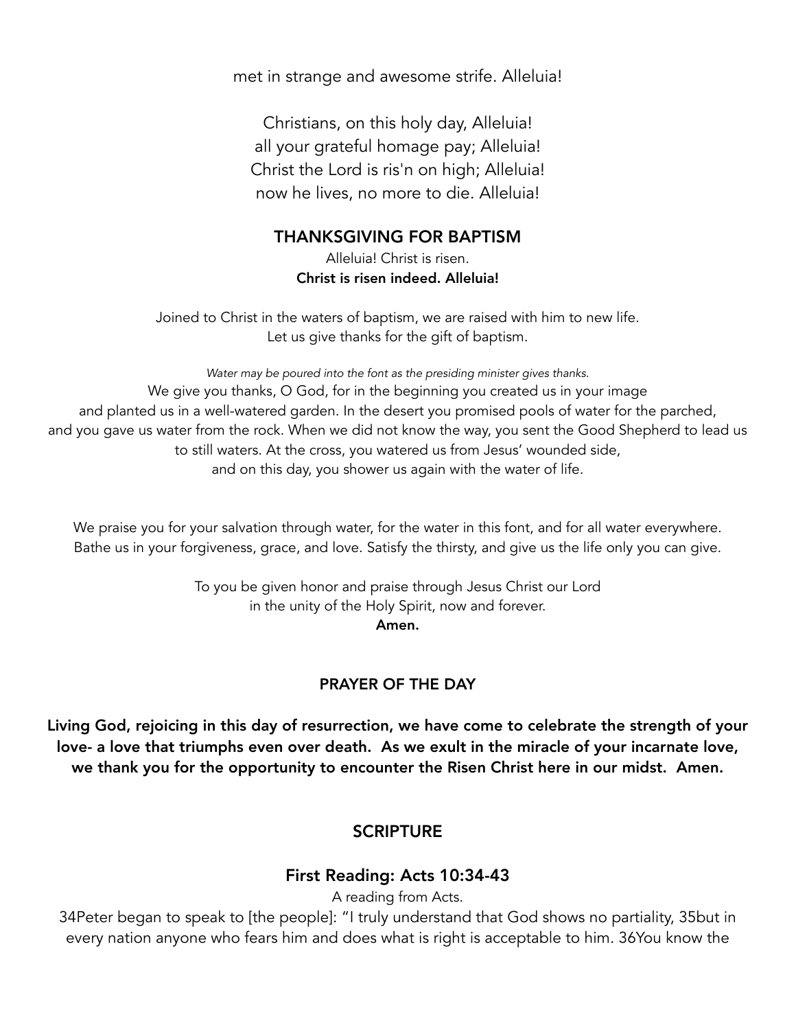met in strange and awesome strife. Alleluia!

Christians, on this holy day, Alleluia!
all your grateful homage pay; Alleluia!
Christ the Lord is ris'n on high; Alleluia!
now he lives, no more to die. Alleluia!

## THANKSGIVING FOR BAPTISM

Alleluia! Christ is risen.
**Christ is risen indeed. Alleluia!**

Joined to Christ in the waters of baptism, we are raised with him to new life.
Let us give thanks for the gift of baptism.

*Water may be poured into the font as the presiding minister gives thanks.*

We give you thanks, O God, for in the beginning you created us in your image and planted us in a well-watered garden. In the desert you promised pools of water for the parched, and you gave us water from the rock. When we did not know the way, you sent the Good Shepherd to lead us to still waters. At the cross, you watered us from Jesus' wounded side, and on this day, you shower us again with the water of life.

We praise you for your salvation through water, for the water in this font, and for all water everywhere. Bathe us in your forgiveness, grace, and love. Satisfy the thirsty, and give us the life only you can give.

To you be given honor and praise through Jesus Christ our Lord
in the unity of the Holy Spirit, now and forever.
**Amen.**

## PRAYER OF THE DAY

**Living God, rejoicing in this day of resurrection, we have come to celebrate the strength of your love- a love that triumphs even over death. As we exult in the miracle of your incarnate love, we thank you for the opportunity to encounter the Risen Christ here in our midst. Amen.**

## SCRIPTURE

### First Reading: Acts 10:34-43

A reading from Acts.

34Peter began to speak to [the people]: "I truly understand that God shows no partiality, 35but in every nation anyone who fears him and does what is right is acceptable to him. 36You know the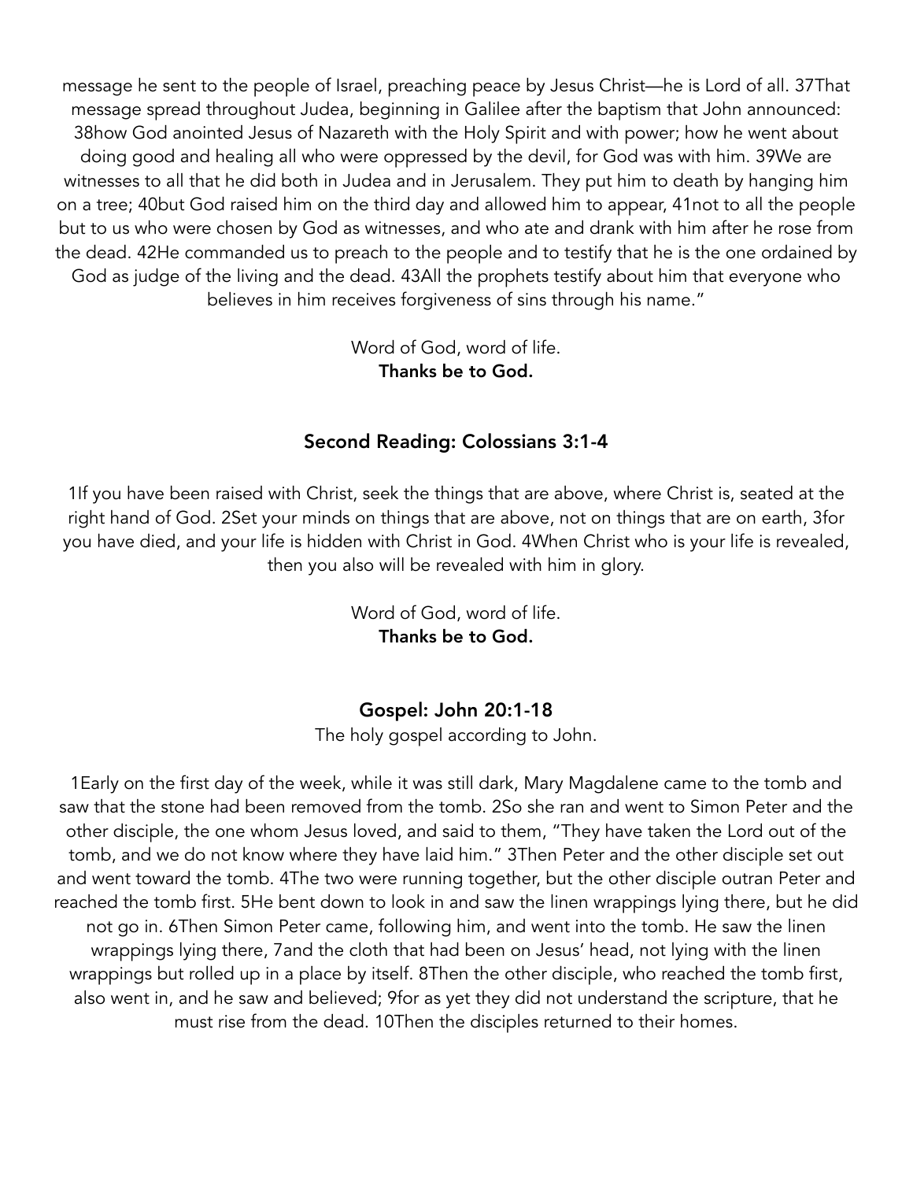message he sent to the people of Israel, preaching peace by Jesus Christ—he is Lord of all. 37That message spread throughout Judea, beginning in Galilee after the baptism that John announced: 38how God anointed Jesus of Nazareth with the Holy Spirit and with power; how he went about doing good and healing all who were oppressed by the devil, for God was with him. 39We are witnesses to all that he did both in Judea and in Jerusalem. They put him to death by hanging him on a tree; 40but God raised him on the third day and allowed him to appear, 41not to all the people but to us who were chosen by God as witnesses, and who ate and drank with him after he rose from the dead. 42He commanded us to preach to the people and to testify that he is the one ordained by God as judge of the living and the dead. 43All the prophets testify about him that everyone who believes in him receives forgiveness of sins through his name."

Word of God, word of life.
**Thanks be to God.**

## Second Reading: Colossians 3:1-4

1If you have been raised with Christ, seek the things that are above, where Christ is, seated at the right hand of God. 2Set your minds on things that are above, not on things that are on earth, 3for you have died, and your life is hidden with Christ in God. 4When Christ who is your life is revealed, then you also will be revealed with him in glory.

Word of God, word of life.
**Thanks be to God.**

## Gospel: John 20:1-18

The holy gospel according to John.

1Early on the first day of the week, while it was still dark, Mary Magdalene came to the tomb and saw that the stone had been removed from the tomb. 2So she ran and went to Simon Peter and the other disciple, the one whom Jesus loved, and said to them, "They have taken the Lord out of the tomb, and we do not know where they have laid him." 3Then Peter and the other disciple set out and went toward the tomb. 4The two were running together, but the other disciple outran Peter and reached the tomb first. 5He bent down to look in and saw the linen wrappings lying there, but he did not go in. 6Then Simon Peter came, following him, and went into the tomb. He saw the linen wrappings lying there, 7and the cloth that had been on Jesus' head, not lying with the linen wrappings but rolled up in a place by itself. 8Then the other disciple, who reached the tomb first, also went in, and he saw and believed; 9for as yet they did not understand the scripture, that he must rise from the dead. 10Then the disciples returned to their homes.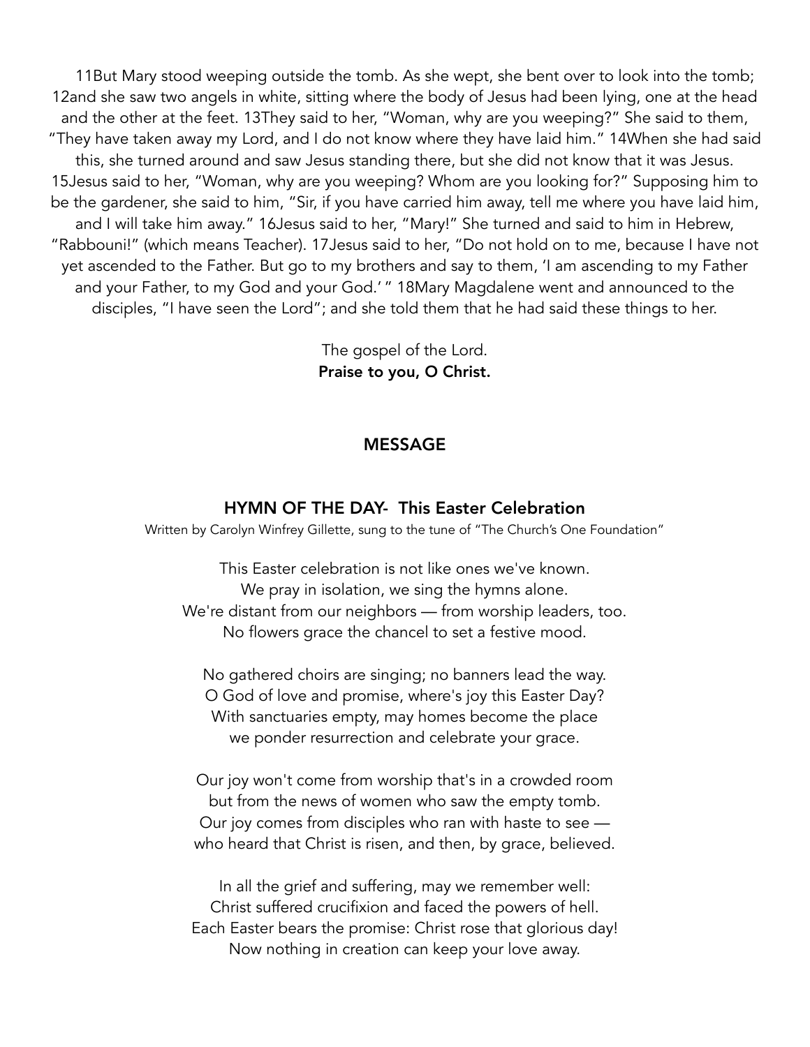11But Mary stood weeping outside the tomb. As she wept, she bent over to look into the tomb; 12and she saw two angels in white, sitting where the body of Jesus had been lying, one at the head and the other at the feet. 13They said to her, "Woman, why are you weeping?" She said to them, "They have taken away my Lord, and I do not know where they have laid him." 14When she had said this, she turned around and saw Jesus standing there, but she did not know that it was Jesus. 15Jesus said to her, "Woman, why are you weeping? Whom are you looking for?" Supposing him to be the gardener, she said to him, "Sir, if you have carried him away, tell me where you have laid him, and I will take him away." 16Jesus said to her, "Mary!" She turned and said to him in Hebrew, "Rabbouni!" (which means Teacher). 17Jesus said to her, "Do not hold on to me, because I have not yet ascended to the Father. But go to my brothers and say to them, 'I am ascending to my Father and your Father, to my God and your God.' " 18Mary Magdalene went and announced to the disciples, "I have seen the Lord"; and she told them that he had said these things to her.

The gospel of the Lord.
**Praise to you, O Christ.**

## MESSAGE

## HYMN OF THE DAY- This Easter Celebration

Written by Carolyn Winfrey Gillette, sung to the tune of "The Church's One Foundation"

This Easter celebration is not like ones we've known.
We pray in isolation, we sing the hymns alone.
We're distant from our neighbors — from worship leaders, too.
No flowers grace the chancel to set a festive mood.

No gathered choirs are singing; no banners lead the way.
O God of love and promise, where's joy this Easter Day?
With sanctuaries empty, may homes become the place
we ponder resurrection and celebrate your grace.

Our joy won't come from worship that's in a crowded room
but from the news of women who saw the empty tomb.
Our joy comes from disciples who ran with haste to see —
who heard that Christ is risen, and then, by grace, believed.

In all the grief and suffering, may we remember well:
Christ suffered crucifixion and faced the powers of hell.
Each Easter bears the promise: Christ rose that glorious day!
Now nothing in creation can keep your love away.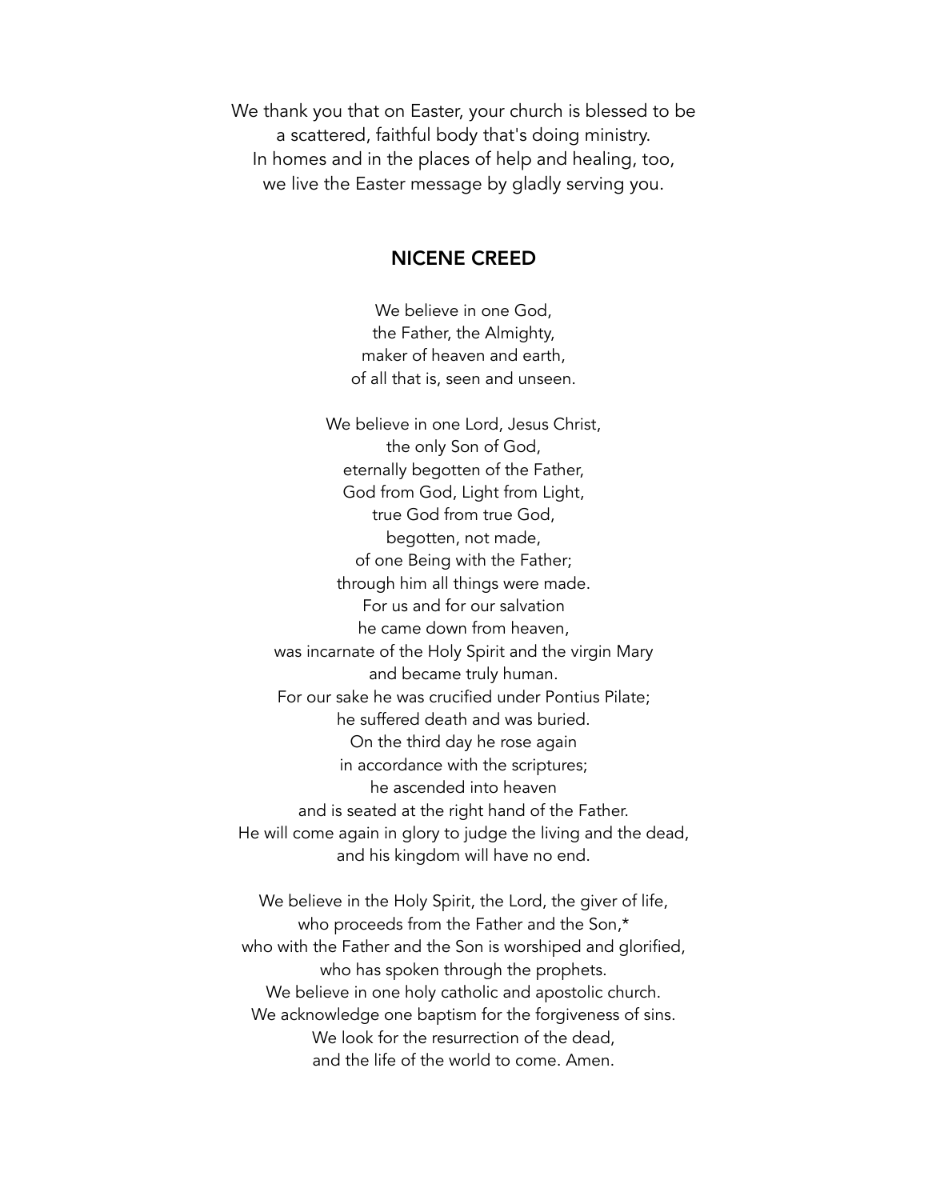We thank you that on Easter, your church is blessed to be
a scattered, faithful body that's doing ministry.
In homes and in the places of help and healing, too,
we live the Easter message by gladly serving you.

## NICENE CREED

We believe in one God,
the Father, the Almighty,
maker of heaven and earth,
of all that is, seen and unseen.

We believe in one Lord, Jesus Christ,
the only Son of God,
eternally begotten of the Father,
God from God, Light from Light,
true God from true God,
begotten, not made,
of one Being with the Father;
through him all things were made.
For us and for our salvation
he came down from heaven,
was incarnate of the Holy Spirit and the virgin Mary
and became truly human.
For our sake he was crucified under Pontius Pilate;
he suffered death and was buried.
On the third day he rose again
in accordance with the scriptures;
he ascended into heaven
and is seated at the right hand of the Father.
He will come again in glory to judge the living and the dead,
and his kingdom will have no end.

We believe in the Holy Spirit, the Lord, the giver of life,
who proceeds from the Father and the Son,*
who with the Father and the Son is worshiped and glorified,
who has spoken through the prophets.
We believe in one holy catholic and apostolic church.
We acknowledge one baptism for the forgiveness of sins.
We look for the resurrection of the dead,
and the life of the world to come. Amen.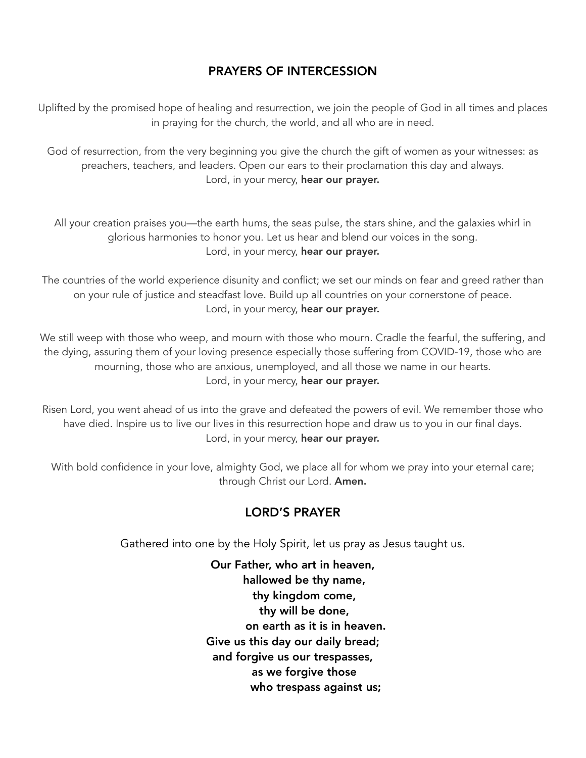## PRAYERS OF INTERCESSION

Uplifted by the promised hope of healing and resurrection, we join the people of God in all times and places in praying for the church, the world, and all who are in need.

God of resurrection, from the very beginning you give the church the gift of women as your witnesses: as preachers, teachers, and leaders. Open our ears to their proclamation this day and always.
Lord, in your mercy, **hear our prayer.**

All your creation praises you—the earth hums, the seas pulse, the stars shine, and the galaxies whirl in glorious harmonies to honor you. Let us hear and blend our voices in the song.
Lord, in your mercy, **hear our prayer.**

The countries of the world experience disunity and conflict; we set our minds on fear and greed rather than on your rule of justice and steadfast love. Build up all countries on your cornerstone of peace.
Lord, in your mercy, **hear our prayer.**

We still weep with those who weep, and mourn with those who mourn. Cradle the fearful, the suffering, and the dying, assuring them of your loving presence especially those suffering from COVID-19, those who are mourning, those who are anxious, unemployed, and all those we name in our hearts.
Lord, in your mercy, **hear our prayer.**

Risen Lord, you went ahead of us into the grave and defeated the powers of evil. We remember those who have died. Inspire us to live our lives in this resurrection hope and draw us to you in our final days.
Lord, in your mercy, **hear our prayer.**

With bold confidence in your love, almighty God, we place all for whom we pray into your eternal care; through Christ our Lord. **Amen.**

## LORD'S PRAYER

Gathered into one by the Holy Spirit, let us pray as Jesus taught us.

**Our Father, who art in heaven,**
**hallowed be thy name,**
**thy kingdom come,**
**thy will be done,**
**on earth as it is in heaven.**
**Give us this day our daily bread;**
**and forgive us our trespasses,**
**as we forgive those**
**who trespass against us;**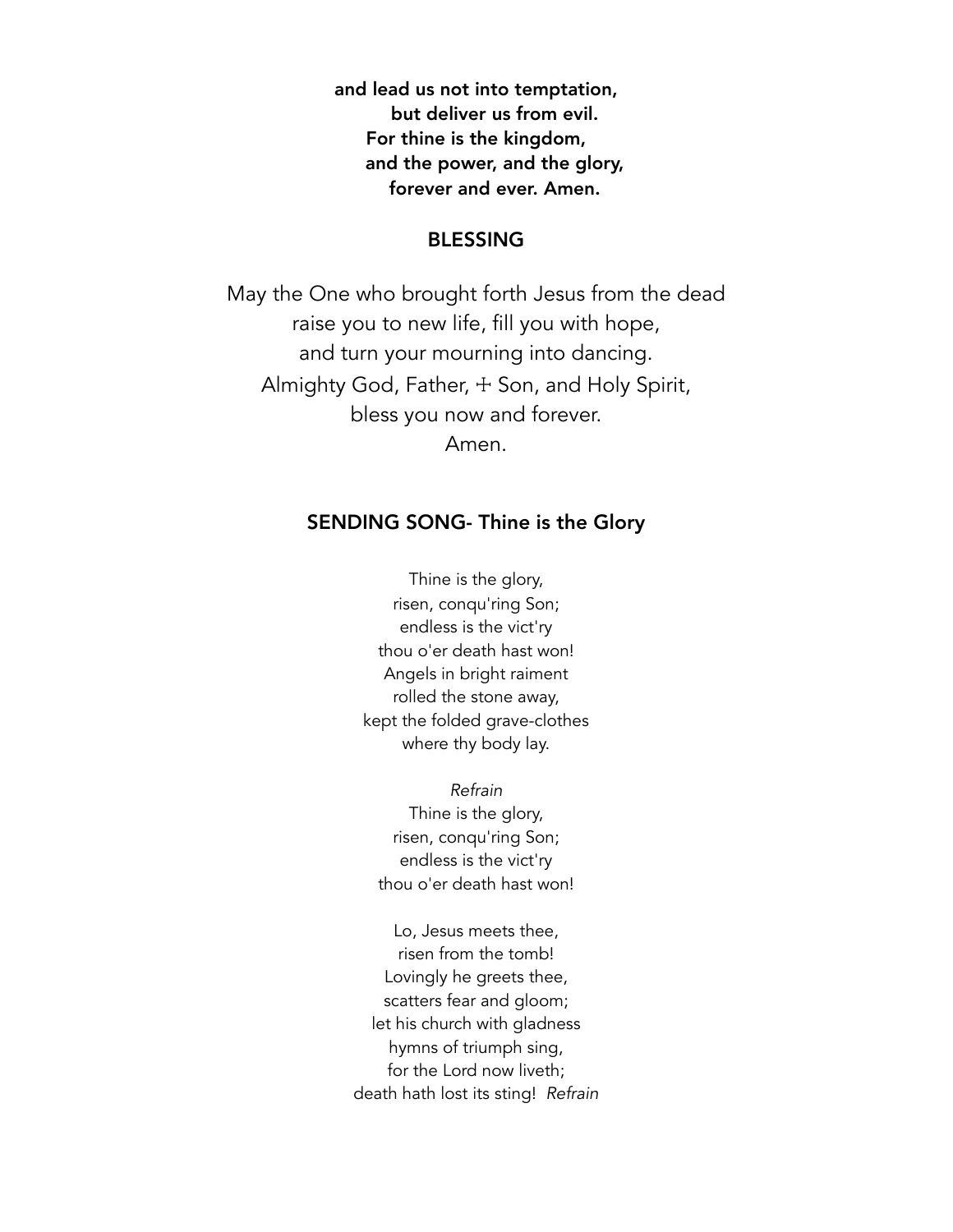**and lead us not into temptation,**
**but deliver us from evil.**
**For thine is the kingdom,**
**and the power, and the glory,**
**forever and ever. Amen.**

## BLESSING

May the One who brought forth Jesus from the dead
raise you to new life, fill you with hope,
and turn your mourning into dancing.
Almighty God, Father, ☩ Son, and Holy Spirit,
bless you now and forever.
Amen.

## SENDING SONG- Thine is the Glory

Thine is the glory,
risen, conqu'ring Son;
endless is the vict'ry
thou o'er death hast won!
Angels in bright raiment
rolled the stone away,
kept the folded grave-clothes
where thy body lay.

*Refrain*
Thine is the glory,
risen, conqu'ring Son;
endless is the vict'ry
thou o'er death hast won!

Lo, Jesus meets thee,
risen from the tomb!
Lovingly he greets thee,
scatters fear and gloom;
let his church with gladness
hymns of triumph sing,
for the Lord now liveth;
death hath lost its sting! *Refrain*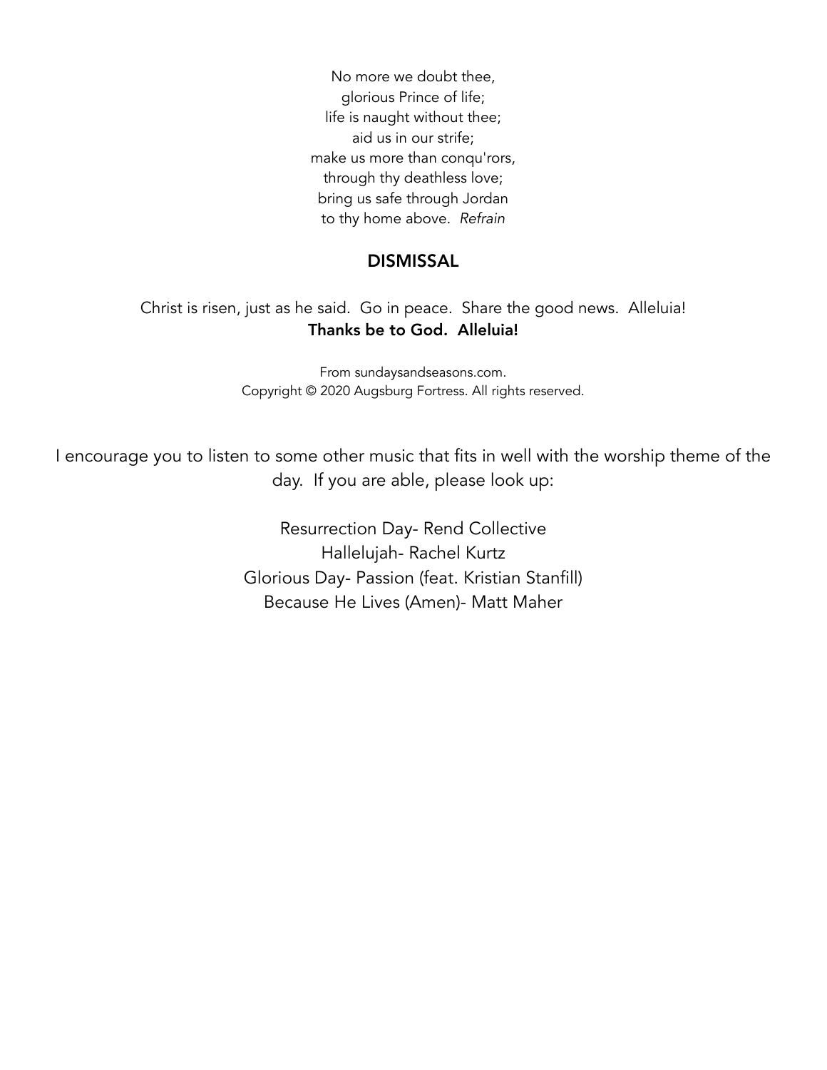No more we doubt thee,  
glorious Prince of life;  
life is naught without thee;  
aid us in our strife;  
make us more than conqu'rors,  
through thy deathless love;  
bring us safe through Jordan  
to thy home above. *Refrain*

## DISMISSAL

Christ is risen, just as he said. Go in peace. Share the good news. Alleluia!  
**Thanks be to God. Alleluia!**

From sundaysandseasons.com.  
Copyright © 2020 Augsburg Fortress. All rights reserved.

I encourage you to listen to some other music that fits in well with the worship theme of the day. If you are able, please look up:

Resurrection Day- Rend Collective  
Hallelujah- Rachel Kurtz  
Glorious Day- Passion (feat. Kristian Stanfill)  
Because He Lives (Amen)- Matt Maher